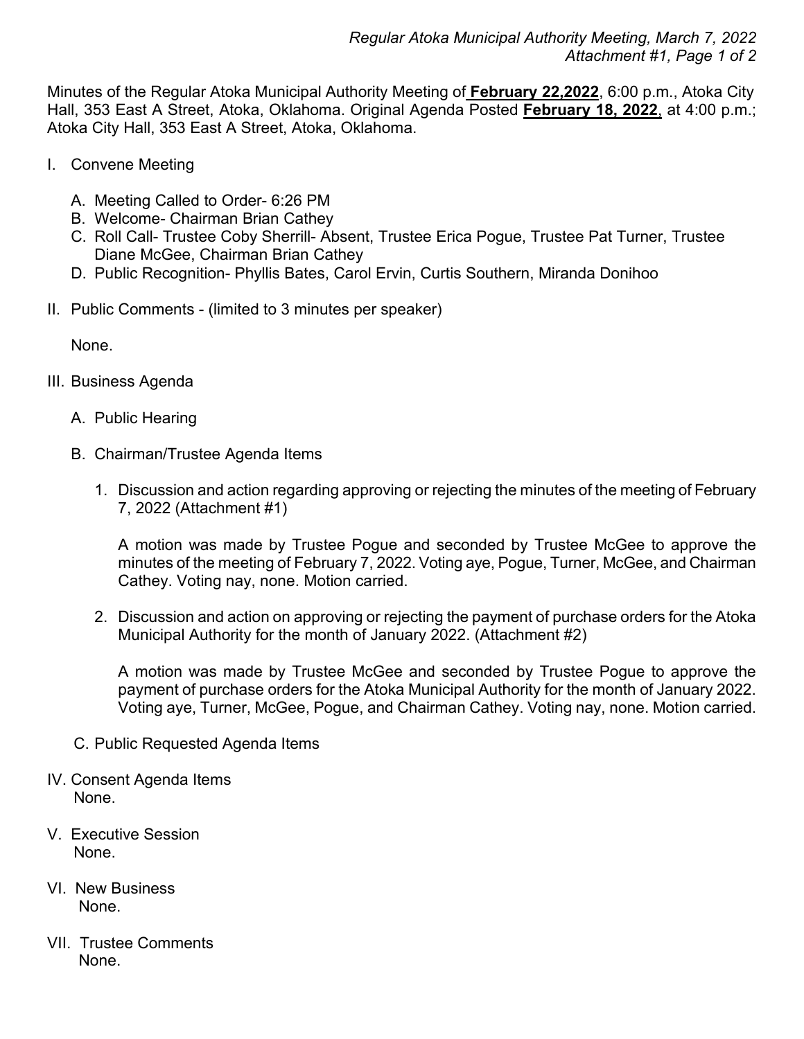Minutes of the Regular Atoka Municipal Authority Meeting of **February 22,2022**, 6:00 p.m., Atoka City Hall, 353 East A Street, Atoka, Oklahoma. Original Agenda Posted **February 18, 2022**, at 4:00 p.m.; Atoka City Hall, 353 East A Street, Atoka, Oklahoma.

I. Convene Meeting

   A. Meeting Called to Order- 6:26 PM
   B. Welcome- Chairman Brian Cathey
   C. Roll Call- Trustee Coby Sherrill- Absent, Trustee Erica Pogue, Trustee Pat Turner, Trustee Diane McGee, Chairman Brian Cathey
   D. Public Recognition- Phyllis Bates, Carol Ervin, Curtis Southern, Miranda Donihoo

II. Public Comments - (limited to 3 minutes per speaker)

   None.

III. Business Agenda

   A. Public Hearing

   B. Chairman/Trustee Agenda Items

      1. Discussion and action regarding approving or rejecting the minutes of the meeting of February 7, 2022 (Attachment #1)

         A motion was made by Trustee Pogue and seconded by Trustee McGee to approve the minutes of the meeting of February 7, 2022. Voting aye, Pogue, Turner, McGee, and Chairman Cathey. Voting nay, none. Motion carried.

      2. Discussion and action on approving or rejecting the payment of purchase orders for the Atoka Municipal Authority for the month of January 2022. (Attachment #2)

         A motion was made by Trustee McGee and seconded by Trustee Pogue to approve the payment of purchase orders for the Atoka Municipal Authority for the month of January 2022. Voting aye, Turner, McGee, Pogue, and Chairman Cathey. Voting nay, none. Motion carried.

   C. Public Requested Agenda Items

IV. Consent Agenda Items
   None.

V. Executive Session
   None.

VI. New Business
   None.

VII. Trustee Comments
   None.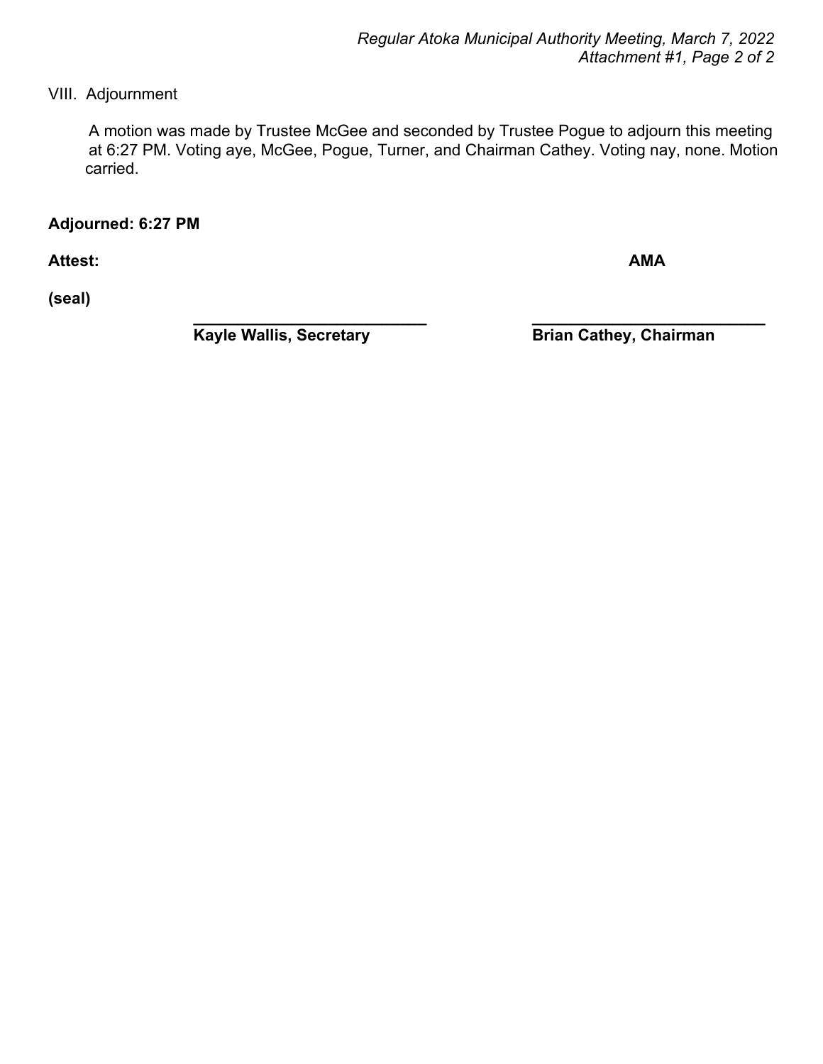VIII. Adjournment

A motion was made by Trustee McGee and seconded by Trustee Pogue to adjourn this meeting at 6:27 PM. Voting aye, McGee, Pogue, Turner, and Chairman Cathey. Voting nay, none. Motion carried.

**Adjourned: 6:27 PM**

**Attest:** **AMA**

**(seal)**

**\_\_\_\_\_\_\_\_\_\_\_\_\_\_\_\_\_\_\_\_\_\_\_\_\_\_\_**
**Kayle Wallis, Secretary**

**\_\_\_\_\_\_\_\_\_\_\_\_\_\_\_\_\_\_\_\_\_\_\_\_\_\_\_**
**Brian Cathey, Chairman**